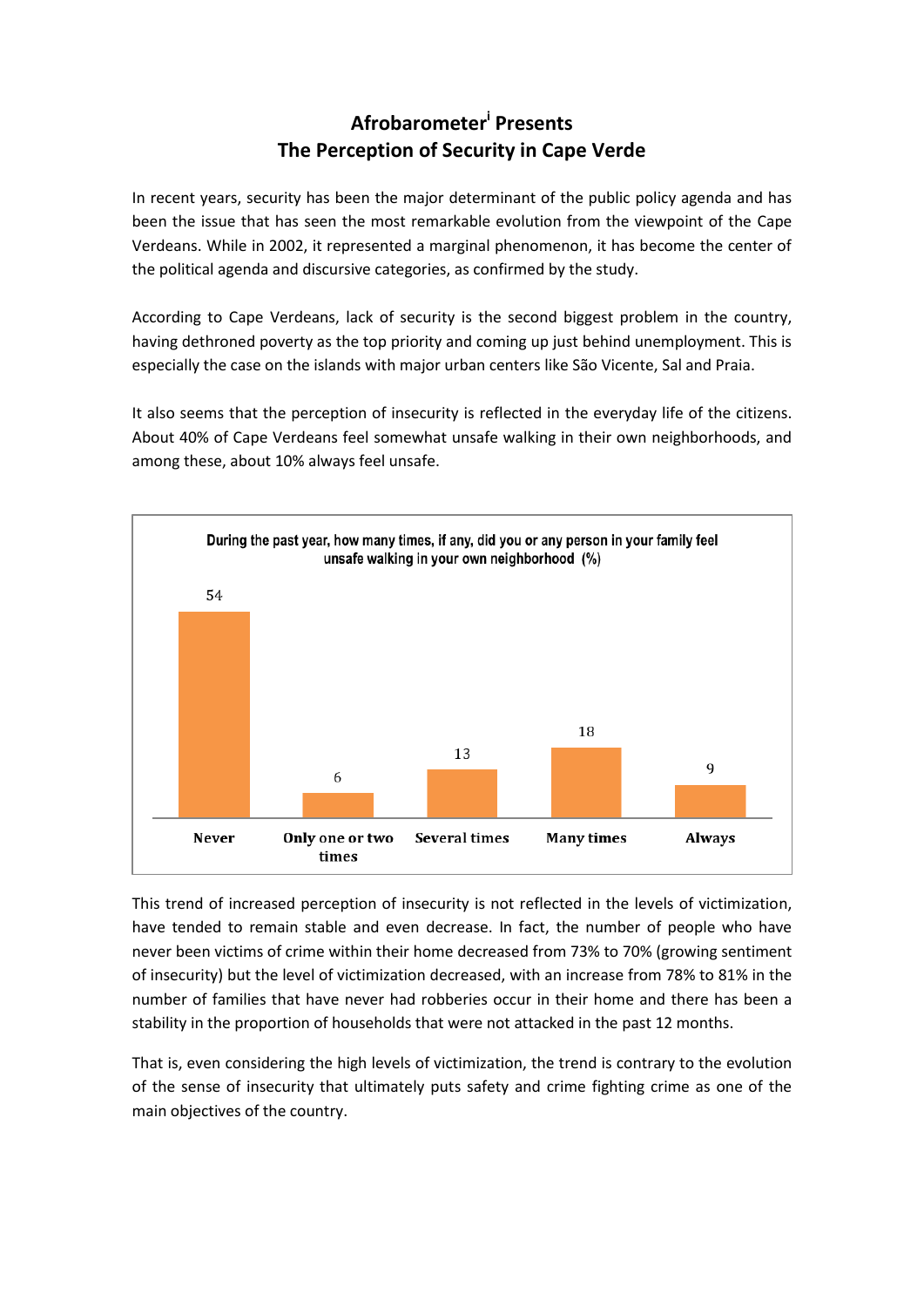# Afrobarometer[i] Presents
# The Perception of Security in Cape Verde

In recent years, security has been the major determinant of the public policy agenda and has been the issue that has seen the most remarkable evolution from the viewpoint of the Cape Verdeans. While in 2002, it represented a marginal phenomenon, it has become the center of the political agenda and discursive categories, as confirmed by the study.

According to Cape Verdeans, lack of security is the second biggest problem in the country, having dethroned poverty as the top priority and coming up just behind unemployment. This is especially the case on the islands with major urban centers like São Vicente, Sal and Praia.

It also seems that the perception of insecurity is reflected in the everyday life of the citizens. About 40% of Cape Verdeans feel somewhat unsafe walking in their own neighborhoods, and among these, about 10% always feel unsafe.

During the past year, how many times, if any, did you or any person in your family feel unsafe walking in your own neighborhood (%)

54
Never

6
Only one or two times

13
Several times

18
Many times

9
Always

This trend of increased perception of insecurity is not reflected in the levels of victimization, have tended to remain stable and even decrease. In fact, the number of people who have never been victims of crime within their home decreased from 73% to 70% (growing sentiment of insecurity) but the level of victimization decreased, with an increase from 78% to 81% in the number of families that have never had robberies occur in their home and there has been a stability in the proportion of households that were not attacked in the past 12 months.

That is, even considering the high levels of victimization, the trend is contrary to the evolution of the sense of insecurity that ultimately puts safety and crime fighting crime as one of the main objectives of the country.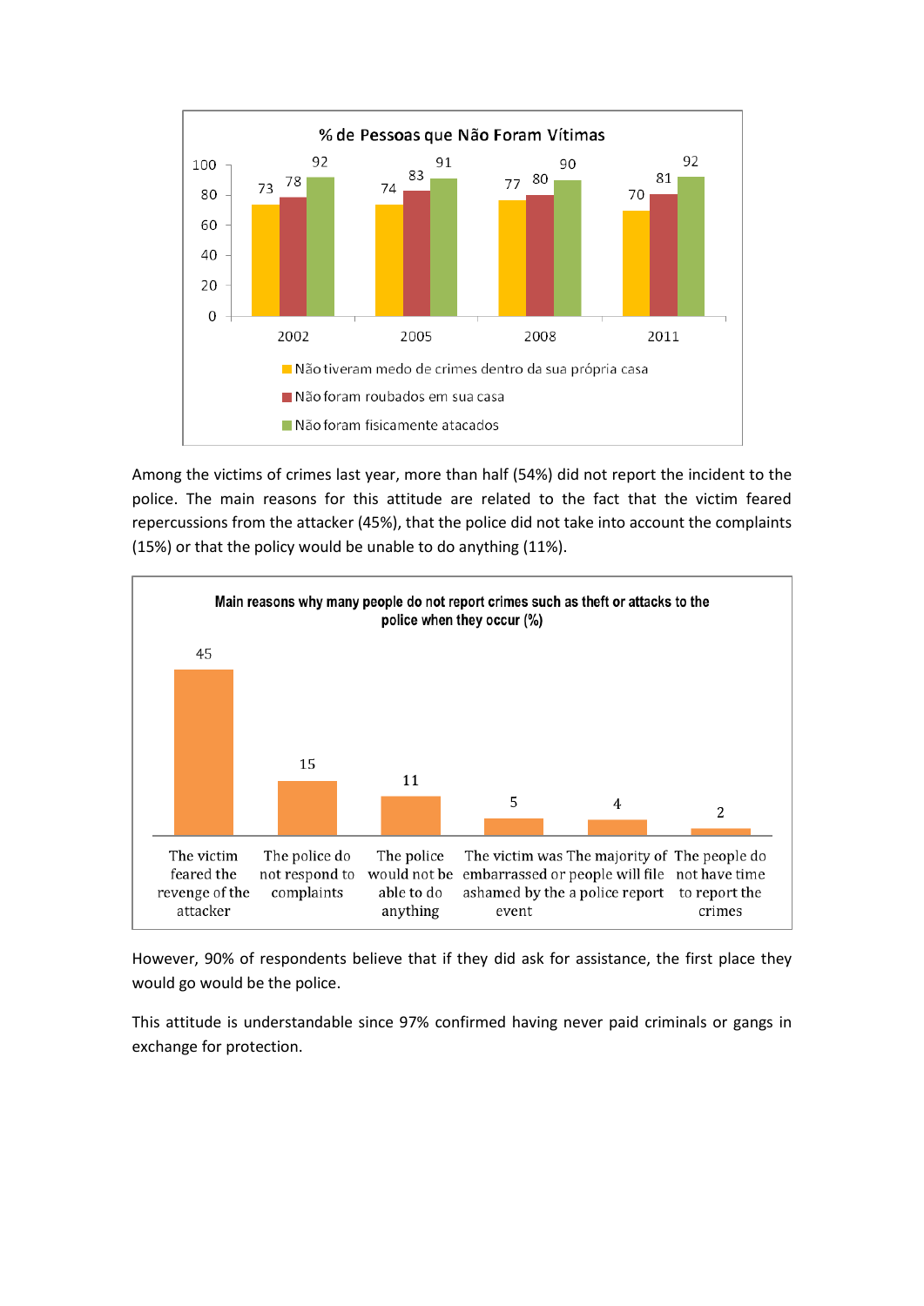% de Pessoas que Não Foram Vítimas

100
80
60
40
20
0

73 78 92
74 83 91
77 80 90
70 81 92

2002
2005
2008
2011

Não tiveram medo de crimes dentro da sua própria casa
Não foram roubados em sua casa
Não foram fisicamente atacados

Among the victims of crimes last year, more than half (54%) did not report the incident to the police. The main reasons for this attitude are related to the fact that the victim feared repercussions from the attacker (45%), that the police did not take into account the complaints (15%) or that the policy would be unable to do anything (11%).

Main reasons why many people do not report crimes such as theft or attacks to the police when they occur (%)

45
15
11
5
4
2

The victim feared the revenge of the attacker
The police do not respond to complaints
The police would not be able to do anything
The victim was embarrassed or ashamed by the event
The majority of people will file a police report
The people do not have time to report the crimes

However, 90% of respondents believe that if they did ask for assistance, the first place they would go would be the police.

This attitude is understandable since 97% confirmed having never paid criminals or gangs in exchange for protection.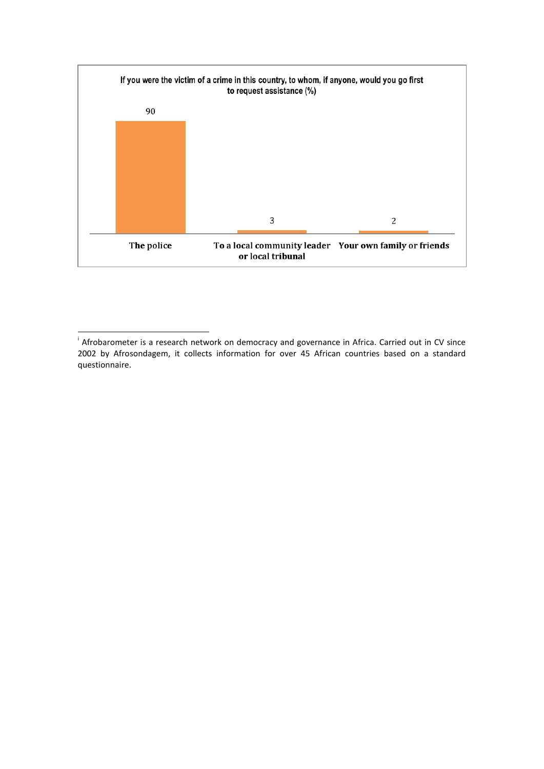If you were the victim of a crime in this country, to whom, if anyone, would you go first to request assistance (%)

90

3

2

The police

To a local community leader or local tribunal

Your own family or friends

---

[i] Afrobarometer is a research network on democracy and governance in Africa. Carried out in CV since 2002 by Afrosondagem, it collects information for over 45 African countries based on a standard questionnaire.